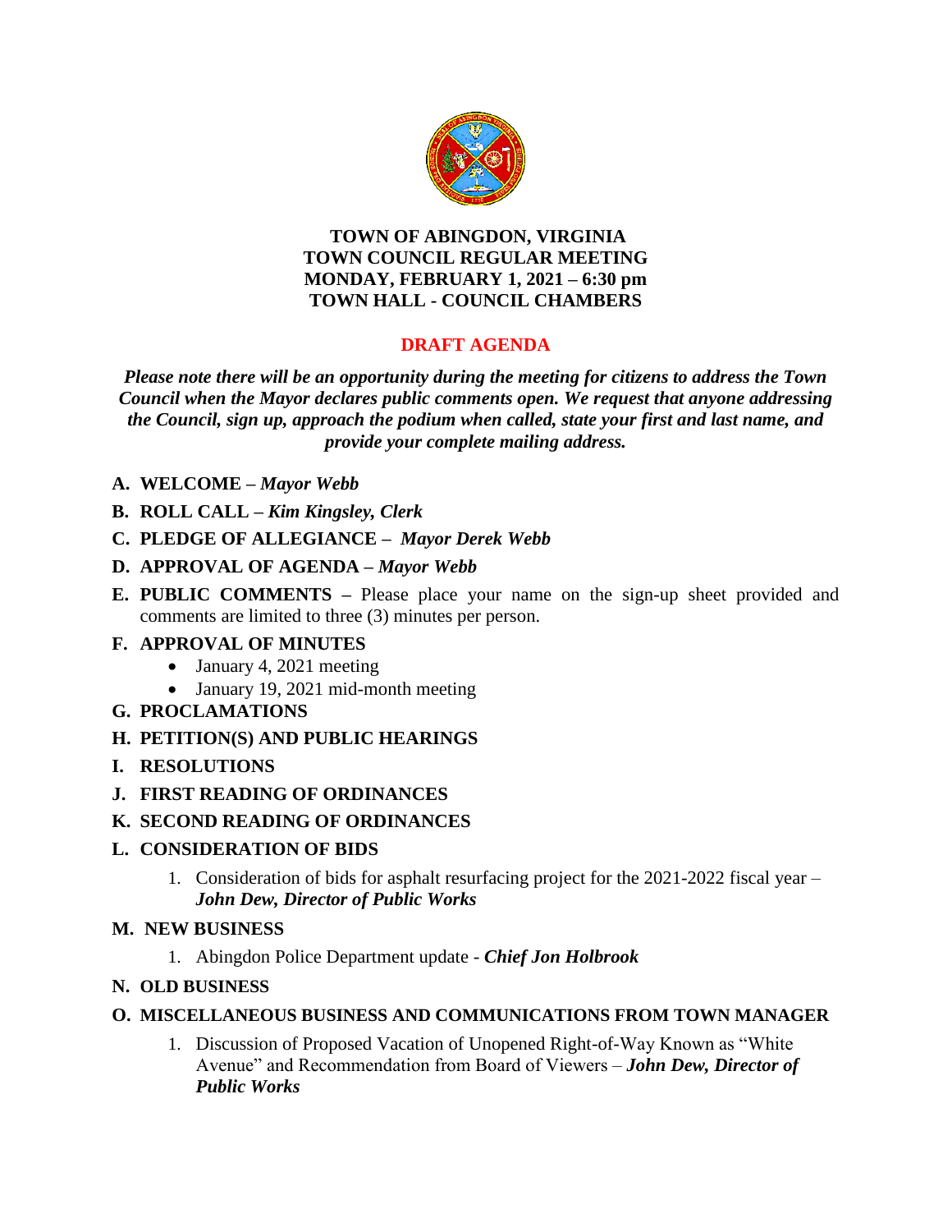**TOWN OF ABINGDON, VIRGINIA**
**TOWN COUNCIL REGULAR MEETING**
**MONDAY, FEBRUARY 1, 2021 – 6:30 pm**
**TOWN HALL - COUNCIL CHAMBERS**

## DRAFT AGENDA

***Please note there will be an opportunity during the meeting for citizens to address the Town Council when the Mayor declares public comments open. We request that anyone addressing the Council, sign up, approach the podium when called, state your first and last name, and provide your complete mailing address.***

- **A. WELCOME –** ***Mayor Webb***
- **B. ROLL CALL –** ***Kim Kingsley, Clerk***
- **C. PLEDGE OF ALLEGIANCE –** ***Mayor Derek Webb***
- **D. APPROVAL OF AGENDA –** ***Mayor Webb***
- **E. PUBLIC COMMENTS –** Please place your name on the sign-up sheet provided and comments are limited to three (3) minutes per person.
- **F. APPROVAL OF MINUTES**
  - January 4, 2021 meeting
  - January 19, 2021 mid-month meeting
- **G. PROCLAMATIONS**
- **H. PETITION(S) AND PUBLIC HEARINGS**
- **I. RESOLUTIONS**
- **J. FIRST READING OF ORDINANCES**
- **K. SECOND READING OF ORDINANCES**
- **L. CONSIDERATION OF BIDS**
  1. Consideration of bids for asphalt resurfacing project for the 2021-2022 fiscal year – ***John Dew, Director of Public Works***
- **M. NEW BUSINESS**
  1. Abingdon Police Department update - ***Chief Jon Holbrook***
- **N. OLD BUSINESS**
- **O. MISCELLANEOUS BUSINESS AND COMMUNICATIONS FROM TOWN MANAGER**
  1. Discussion of Proposed Vacation of Unopened Right-of-Way Known as "White Avenue" and Recommendation from Board of Viewers – ***John Dew, Director of Public Works***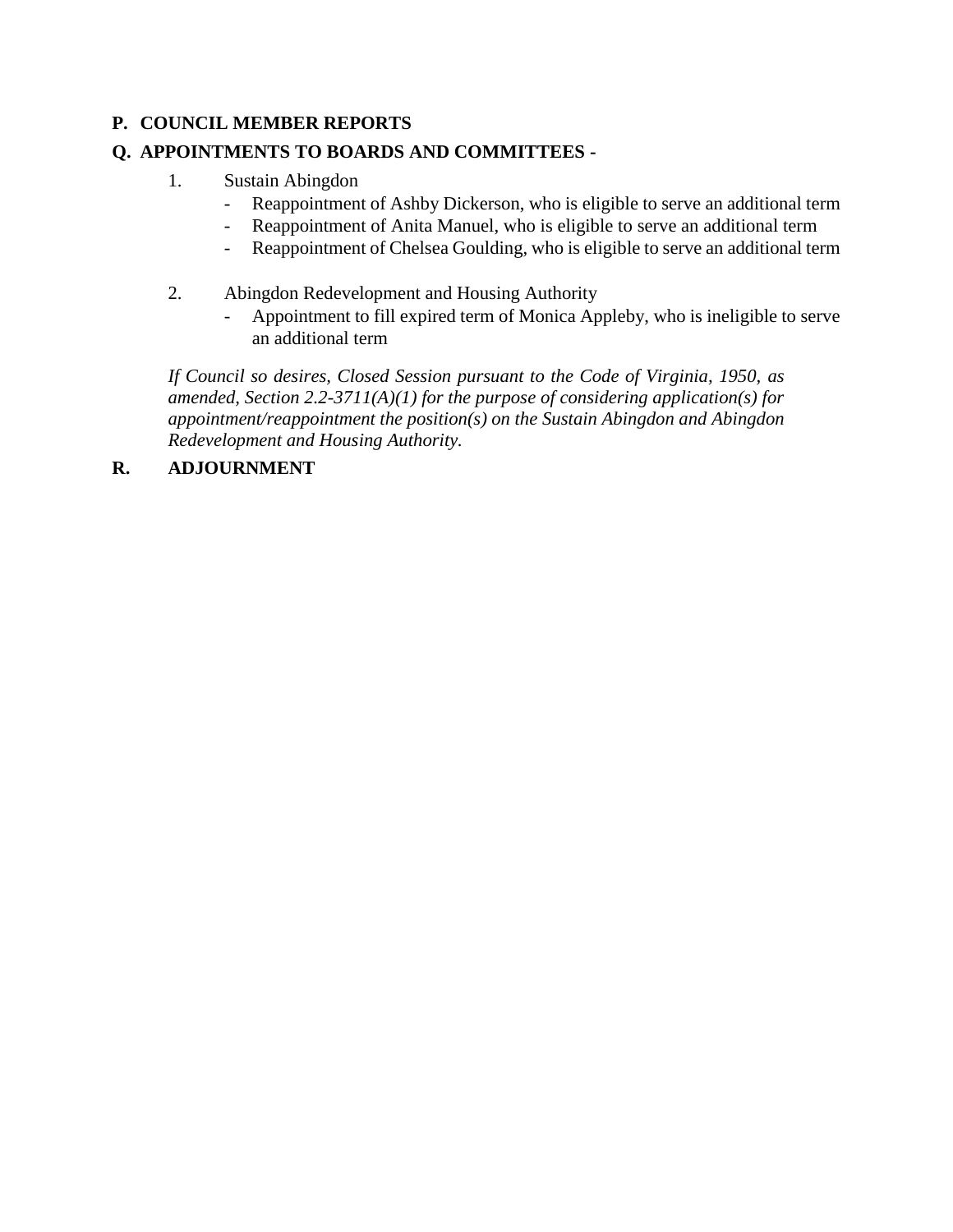**P. COUNCIL MEMBER REPORTS**

**Q. APPOINTMENTS TO BOARDS AND COMMITTEES -**

1. Sustain Abingdon
   - Reappointment of Ashby Dickerson, who is eligible to serve an additional term
   - Reappointment of Anita Manuel, who is eligible to serve an additional term
   - Reappointment of Chelsea Goulding, who is eligible to serve an additional term

2. Abingdon Redevelopment and Housing Authority
   - Appointment to fill expired term of Monica Appleby, who is ineligible to serve an additional term

*If Council so desires, Closed Session pursuant to the Code of Virginia, 1950, as amended, Section 2.2-3711(A)(1) for the purpose of considering application(s) for appointment/reappointment the position(s) on the Sustain Abingdon and Abingdon Redevelopment and Housing Authority.*

**R. ADJOURNMENT**